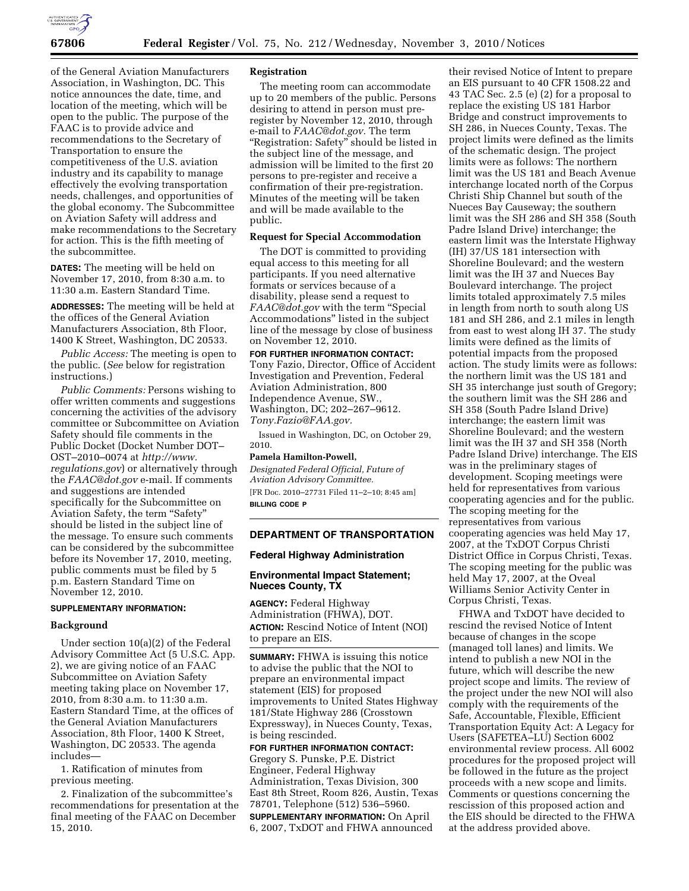of the General Aviation Manufacturers Association, in Washington, DC. This notice announces the date, time, and location of the meeting, which will be open to the public. The purpose of the FAAC is to provide advice and recommendations to the Secretary of Transportation to ensure the competitiveness of the U.S. aviation industry and its capability to manage effectively the evolving transportation needs, challenges, and opportunities of the global economy. The Subcommittee on Aviation Safety will address and make recommendations to the Secretary for action. This is the fifth meeting of the subcommittee.

**DATES:** The meeting will be held on November 17, 2010, from 8:30 a.m. to 11:30 a.m. Eastern Standard Time.

**ADDRESSES:** The meeting will be held at the offices of the General Aviation Manufacturers Association, 8th Floor, 1400 K Street, Washington, DC 20533.

*Public Access:* The meeting is open to the public. (*See* below for registration instructions.)

*Public Comments:* Persons wishing to offer written comments and suggestions concerning the activities of the advisory committee or Subcommittee on Aviation Safety should file comments in the Public Docket (Docket Number DOT–OST–2010–0074 at *http://www.regulations.gov*) or alternatively through the *FAAC@dot.gov* e-mail. If comments and suggestions are intended specifically for the Subcommittee on Aviation Safety, the term "Safety" should be listed in the subject line of the message. To ensure such comments can be considered by the subcommittee before its November 17, 2010, meeting, public comments must be filed by 5 p.m. Eastern Standard Time on November 12, 2010.

**SUPPLEMENTARY INFORMATION:**

**Background**

Under section 10(a)(2) of the Federal Advisory Committee Act (5 U.S.C. App. 2), we are giving notice of an FAAC Subcommittee on Aviation Safety meeting taking place on November 17, 2010, from 8:30 a.m. to 11:30 a.m. Eastern Standard Time, at the offices of the General Aviation Manufacturers Association, 8th Floor, 1400 K Street, Washington, DC 20533. The agenda includes—

1. Ratification of minutes from previous meeting.

2. Finalization of the subcommittee's recommendations for presentation at the final meeting of the FAAC on December 15, 2010.

**Registration**

The meeting room can accommodate up to 20 members of the public. Persons desiring to attend in person must pre-register by November 12, 2010, through e-mail to *FAAC@dot.gov.* The term "Registration: Safety" should be listed in the subject line of the message, and admission will be limited to the first 20 persons to pre-register and receive a confirmation of their pre-registration. Minutes of the meeting will be taken and will be made available to the public.

**Request for Special Accommodation**

The DOT is committed to providing equal access to this meeting for all participants. If you need alternative formats or services because of a disability, please send a request to *FAAC@dot.gov* with the term "Special Accommodations" listed in the subject line of the message by close of business on November 12, 2010.

**FOR FURTHER INFORMATION CONTACT:** Tony Fazio, Director, Office of Accident Investigation and Prevention, Federal Aviation Administration, 800 Independence Avenue, SW., Washington, DC; 202–267–9612. *Tony.Fazio@FAA.gov.*

Issued in Washington, DC, on October 29, 2010.

**Pamela Hamilton-Powell,**

*Designated Federal Official, Future of Aviation Advisory Committee.*

[FR Doc. 2010–27731 Filed 11–2–10; 8:45 am]

**BILLING CODE P**

## DEPARTMENT OF TRANSPORTATION

### Federal Highway Administration

### Environmental Impact Statement; Nueces County, TX

**AGENCY:** Federal Highway Administration (FHWA), DOT.

**ACTION:** Rescind Notice of Intent (NOI) to prepare an EIS.

**SUMMARY:** FHWA is issuing this notice to advise the public that the NOI to prepare an environmental impact statement (EIS) for proposed improvements to United States Highway 181/State Highway 286 (Crosstown Expressway), in Nueces County, Texas, is being rescinded.

**FOR FURTHER INFORMATION CONTACT:** Gregory S. Punske, P.E. District Engineer, Federal Highway Administration, Texas Division, 300 East 8th Street, Room 826, Austin, Texas 78701, Telephone (512) 536–5960.

**SUPPLEMENTARY INFORMATION:** On April 6, 2007, TxDOT and FHWA announced their revised Notice of Intent to prepare an EIS pursuant to 40 CFR 1508.22 and 43 TAC Sec. 2.5 (e) (2) for a proposal to replace the existing US 181 Harbor Bridge and construct improvements to SH 286, in Nueces County, Texas. The project limits were defined as the limits of the schematic design. The project limits were as follows: The northern limit was the US 181 and Beach Avenue interchange located north of the Corpus Christi Ship Channel but south of the Nueces Bay Causeway; the southern limit was the SH 286 and SH 358 (South Padre Island Drive) interchange; the eastern limit was the Interstate Highway (IH) 37/US 181 intersection with Shoreline Boulevard; and the western limit was the IH 37 and Nueces Bay Boulevard interchange. The project limits totaled approximately 7.5 miles in length from north to south along US 181 and SH 286, and 2.1 miles in length from east to west along IH 37. The study limits were defined as the limits of potential impacts from the proposed action. The study limits were as follows: the northern limit was the US 181 and SH 35 interchange just south of Gregory; the southern limit was the SH 286 and SH 358 (South Padre Island Drive) interchange; the eastern limit was Shoreline Boulevard; and the western limit was the IH 37 and SH 358 (North Padre Island Drive) interchange. The EIS was in the preliminary stages of development. Scoping meetings were held for representatives from various cooperating agencies and for the public. The scoping meeting for the representatives from various cooperating agencies was held May 17, 2007, at the TxDOT Corpus Christi District Office in Corpus Christi, Texas. The scoping meeting for the public was held May 17, 2007, at the Oveal Williams Senior Activity Center in Corpus Christi, Texas.

FHWA and TxDOT have decided to rescind the revised Notice of Intent because of changes in the scope (managed toll lanes) and limits. We intend to publish a new NOI in the future, which will describe the new project scope and limits. The review of the project under the new NOI will also comply with the requirements of the Safe, Accountable, Flexible, Efficient Transportation Equity Act: A Legacy for Users (SAFETEA–LU) Section 6002 environmental review process. All 6002 procedures for the proposed project will be followed in the future as the project proceeds with a new scope and limits. Comments or questions concerning the rescission of this proposed action and the EIS should be directed to the FHWA at the address provided above.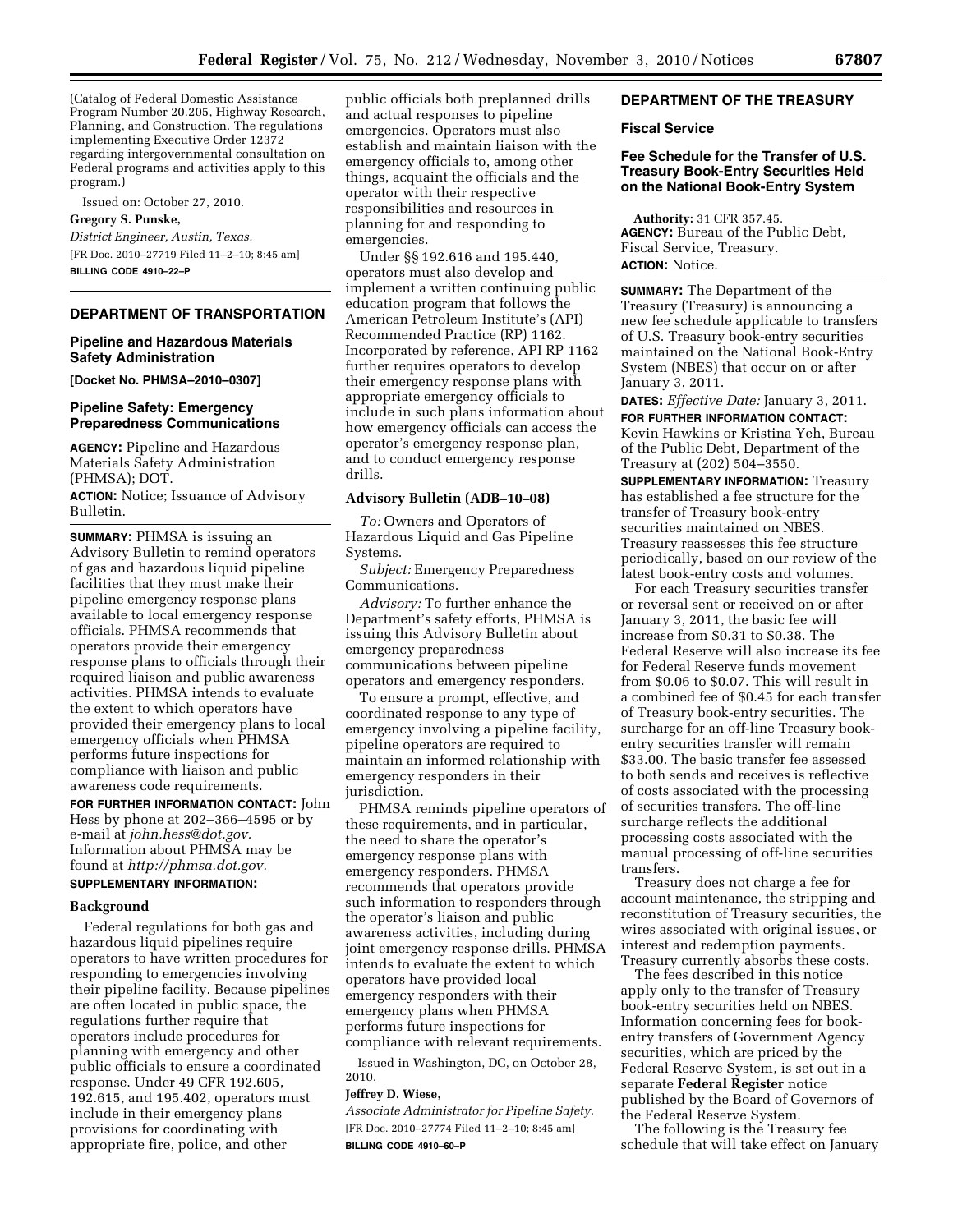(Catalog of Federal Domestic Assistance Program Number 20.205, Highway Research, Planning, and Construction. The regulations implementing Executive Order 12372 regarding intergovernmental consultation on Federal programs and activities apply to this program.)

Issued on: October 27, 2010.

**Gregory S. Punske,**

*District Engineer, Austin, Texas.*

[FR Doc. 2010–27719 Filed 11–2–10; 8:45 am]

**BILLING CODE 4910–22–P**

---

## DEPARTMENT OF TRANSPORTATION

### Pipeline and Hazardous Materials Safety Administration

**[Docket No. PHMSA–2010–0307]**

### Pipeline Safety: Emergency Preparedness Communications

**AGENCY:** Pipeline and Hazardous Materials Safety Administration (PHMSA); DOT.

**ACTION:** Notice; Issuance of Advisory Bulletin.

**SUMMARY:** PHMSA is issuing an Advisory Bulletin to remind operators of gas and hazardous liquid pipeline facilities that they must make their pipeline emergency response plans available to local emergency response officials. PHMSA recommends that operators provide their emergency response plans to officials through their required liaison and public awareness activities. PHMSA intends to evaluate the extent to which operators have provided their emergency plans to local emergency officials when PHMSA performs future inspections for compliance with liaison and public awareness code requirements.

**FOR FURTHER INFORMATION CONTACT:** John Hess by phone at 202–366–4595 or by e-mail at *john.hess@dot.gov.* Information about PHMSA may be found at *http://phmsa.dot.gov.*

**SUPPLEMENTARY INFORMATION:**

#### Background

Federal regulations for both gas and hazardous liquid pipelines require operators to have written procedures for responding to emergencies involving their pipeline facility. Because pipelines are often located in public space, the regulations further require that operators include procedures for planning with emergency and other public officials to ensure a coordinated response. Under 49 CFR 192.605, 192.615, and 195.402, operators must include in their emergency plans provisions for coordinating with appropriate fire, police, and other public officials both preplanned drills and actual responses to pipeline emergencies. Operators must also establish and maintain liaison with the emergency officials to, among other things, acquaint the officials and the operator with their respective responsibilities and resources in planning for and responding to emergencies.

Under §§ 192.616 and 195.440, operators must also develop and implement a written continuing public education program that follows the American Petroleum Institute's (API) Recommended Practice (RP) 1162. Incorporated by reference, API RP 1162 further requires operators to develop their emergency response plans with appropriate emergency officials to include in such plans information about how emergency officials can access the operator's emergency response plan, and to conduct emergency response drills.

#### Advisory Bulletin (ADB–10–08)

*To:* Owners and Operators of Hazardous Liquid and Gas Pipeline Systems.

*Subject:* Emergency Preparedness Communications.

*Advisory:* To further enhance the Department's safety efforts, PHMSA is issuing this Advisory Bulletin about emergency preparedness communications between pipeline operators and emergency responders.

To ensure a prompt, effective, and coordinated response to any type of emergency involving a pipeline facility, pipeline operators are required to maintain an informed relationship with emergency responders in their jurisdiction.

PHMSA reminds pipeline operators of these requirements, and in particular, the need to share the operator's emergency response plans with emergency responders. PHMSA recommends that operators provide such information to responders through the operator's liaison and public awareness activities, including during joint emergency response drills. PHMSA intends to evaluate the extent to which operators have provided local emergency responders with their emergency plans when PHMSA performs future inspections for compliance with relevant requirements.

Issued in Washington, DC, on October 28, 2010.

**Jeffrey D. Wiese,**

*Associate Administrator for Pipeline Safety.*

[FR Doc. 2010–27774 Filed 11–2–10; 8:45 am]

**BILLING CODE 4910–60–P**

---

## DEPARTMENT OF THE TREASURY

### Fiscal Service

### Fee Schedule for the Transfer of U.S. Treasury Book-Entry Securities Held on the National Book-Entry System

**Authority:** 31 CFR 357.45.

**AGENCY:** Bureau of the Public Debt, Fiscal Service, Treasury.

**ACTION:** Notice.

**SUMMARY:** The Department of the Treasury (Treasury) is announcing a new fee schedule applicable to transfers of U.S. Treasury book-entry securities maintained on the National Book-Entry System (NBES) that occur on or after January 3, 2011.

**DATES:** *Effective Date:* January 3, 2011.

**FOR FURTHER INFORMATION CONTACT:** Kevin Hawkins or Kristina Yeh, Bureau of the Public Debt, Department of the Treasury at (202) 504–3550.

**SUPPLEMENTARY INFORMATION:** Treasury has established a fee structure for the transfer of Treasury book-entry securities maintained on NBES. Treasury reassesses this fee structure periodically, based on our review of the latest book-entry costs and volumes.

For each Treasury securities transfer or reversal sent or received on or after January 3, 2011, the basic fee will increase from $0.31 to $0.38. The Federal Reserve will also increase its fee for Federal Reserve funds movement from $0.06 to $0.07. This will result in a combined fee of $0.45 for each transfer of Treasury book-entry securities. The surcharge for an off-line Treasury book-entry securities transfer will remain $33.00. The basic transfer fee assessed to both sends and receives is reflective of costs associated with the processing of securities transfers. The off-line surcharge reflects the additional processing costs associated with the manual processing of off-line securities transfers.

Treasury does not charge a fee for account maintenance, the stripping and reconstitution of Treasury securities, the wires associated with original issues, or interest and redemption payments. Treasury currently absorbs these costs.

The fees described in this notice apply only to the transfer of Treasury book-entry securities held on NBES. Information concerning fees for book-entry transfers of Government Agency securities, which are priced by the Federal Reserve System, is set out in a separate **Federal Register** notice published by the Board of Governors of the Federal Reserve System.

The following is the Treasury fee schedule that will take effect on January